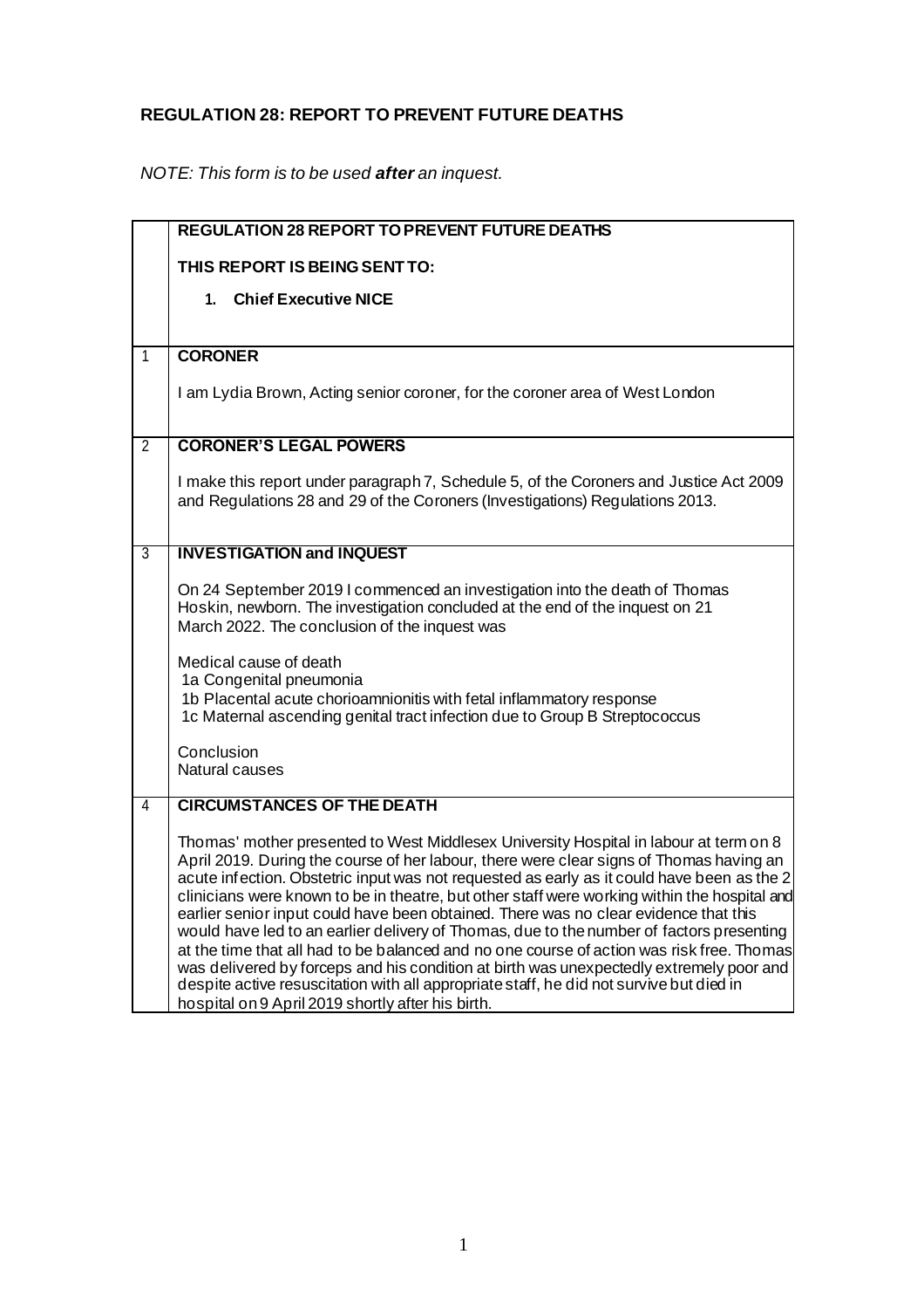## REGULATION 28: REPORT TO PREVENT FUTURE DEATHS

*NOTE: This form is to be used **after** an inquest.*

| | **REGULATION 28 REPORT TO PREVENT FUTURE DEATHS**<br><br>**THIS REPORT IS BEING SENT TO:**<br><br>1. **Chief Executive NICE** |
|---|---|
| 1 | **CORONER**<br><br>I am Lydia Brown, Acting senior coroner, for the coroner area of West London |
| 2 | **CORONER'S LEGAL POWERS**<br><br>I make this report under paragraph 7, Schedule 5, of the Coroners and Justice Act 2009 and Regulations 28 and 29 of the Coroners (Investigations) Regulations 2013. |
| 3 | **INVESTIGATION and INQUEST**<br><br>On 24 September 2019 I commenced an investigation into the death of Thomas Hoskin, newborn. The investigation concluded at the end of the inquest on 21 March 2022. The conclusion of the inquest was<br><br>Medical cause of death<br>1a Congenital pneumonia<br>1b Placental acute chorioamnionitis with fetal inflammatory response<br>1c Maternal ascending genital tract infection due to Group B Streptococcus<br><br>Conclusion<br>Natural causes |
| 4 | **CIRCUMSTANCES OF THE DEATH**<br><br>Thomas' mother presented to West Middlesex University Hospital in labour at term on 8 April 2019. During the course of her labour, there were clear signs of Thomas having an acute infection. Obstetric input was not requested as early as it could have been as the 2 clinicians were known to be in theatre, but other staff were working within the hospital and earlier senior input could have been obtained. There was no clear evidence that this would have led to an earlier delivery of Thomas, due to the number of factors presenting at the time that all had to be balanced and no one course of action was risk free. Thomas was delivered by forceps and his condition at birth was unexpectedly extremely poor and despite active resuscitation with all appropriate staff, he did not survive but died in hospital on 9 April 2019 shortly after his birth. |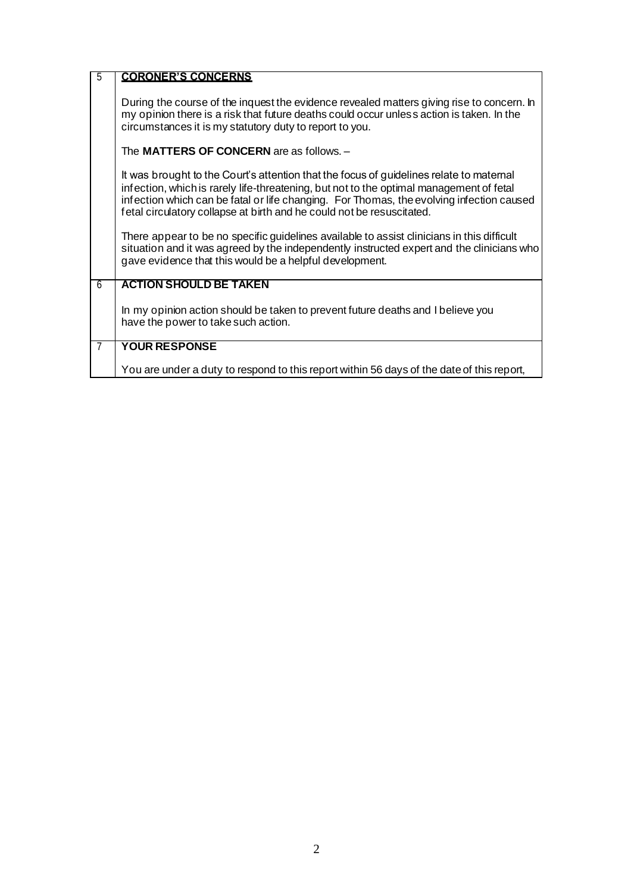| 5 | **CORONER'S CONCERNS** |
|---|---|
| | During the course of the inquest the evidence revealed matters giving rise to concern. In my opinion there is a risk that future deaths could occur unless action is taken. In the circumstances it is my statutory duty to report to you.<br><br>The **MATTERS OF CONCERN** are as follows. –<br><br>It was brought to the Court's attention that the focus of guidelines relate to maternal infection, which is rarely life-threatening, but not to the optimal management of fetal infection which can be fatal or life changing. For Thomas, the evolving infection caused fetal circulatory collapse at birth and he could not be resuscitated.<br><br>There appear to be no specific guidelines available to assist clinicians in this difficult situation and it was agreed by the independently instructed expert and the clinicians who gave evidence that this would be a helpful development. |
| 6 | **ACTION SHOULD BE TAKEN** |
| | In my opinion action should be taken to prevent future deaths and I believe you have the power to take such action. |
| 7 | **YOUR RESPONSE** |
| | You are under a duty to respond to this report within 56 days of the date of this report, |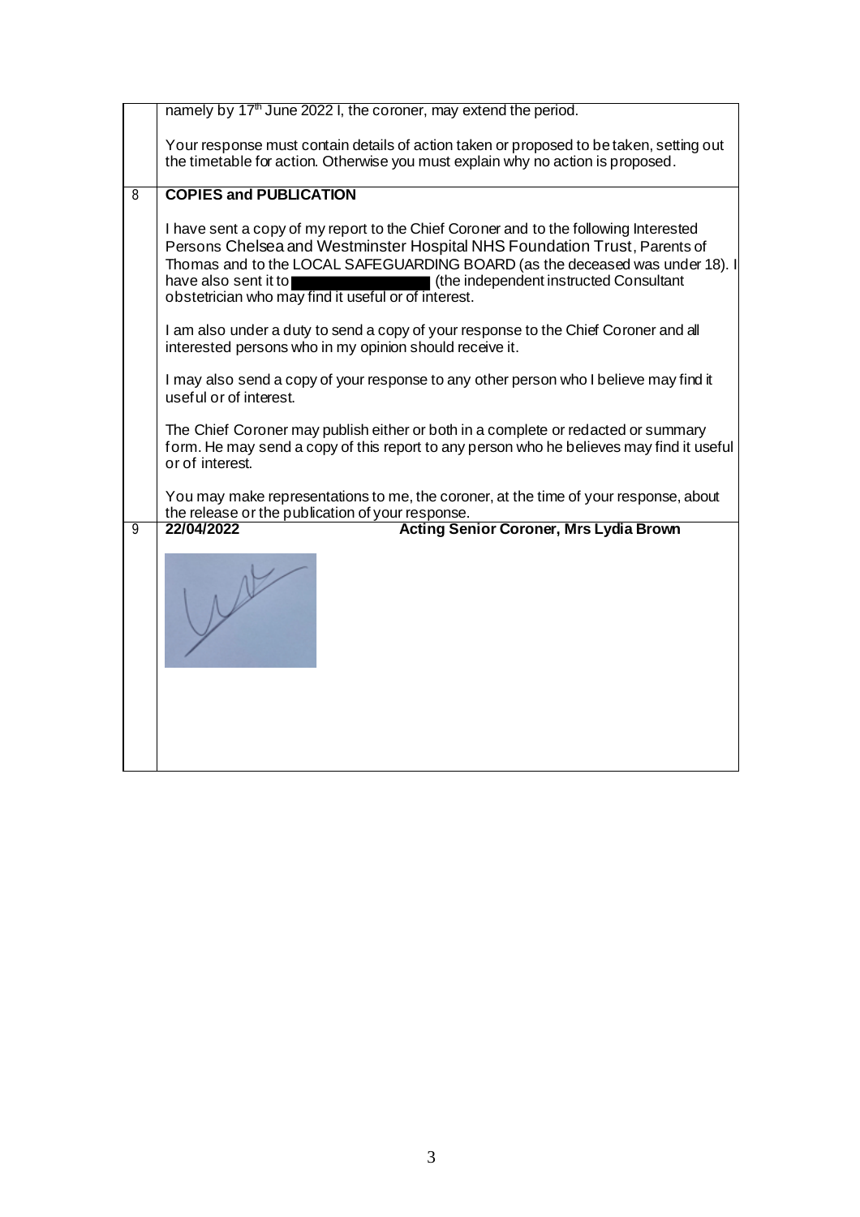| | |
|---|---|
| | namely by 17th June 2022 I, the coroner, may extend the period.<br><br>Your response must contain details of action taken or proposed to be taken, setting out the timetable for action. Otherwise you must explain why no action is proposed. |
| 8 | **COPIES and PUBLICATION**<br><br>I have sent a copy of my report to the Chief Coroner and to the following Interested Persons Chelsea and Westminster Hospital NHS Foundation Trust, Parents of Thomas and to the LOCAL SAFEGUARDING BOARD (as the deceased was under 18). I have also sent it to ██████████ (the independent instructed Consultant obstetrician who may find it useful or of interest.<br><br>I am also under a duty to send a copy of your response to the Chief Coroner and all interested persons who in my opinion should receive it.<br><br>I may also send a copy of your response to any other person who I believe may find it useful or of interest.<br><br>The Chief Coroner may publish either or both in a complete or redacted or summary form. He may send a copy of this report to any person who he believes may find it useful or of interest.<br><br>You may make representations to me, the coroner, at the time of your response, about the release or the publication of your response. |
| 9 | **22/04/2022** **Acting Senior Coroner, Mrs Lydia Brown** |